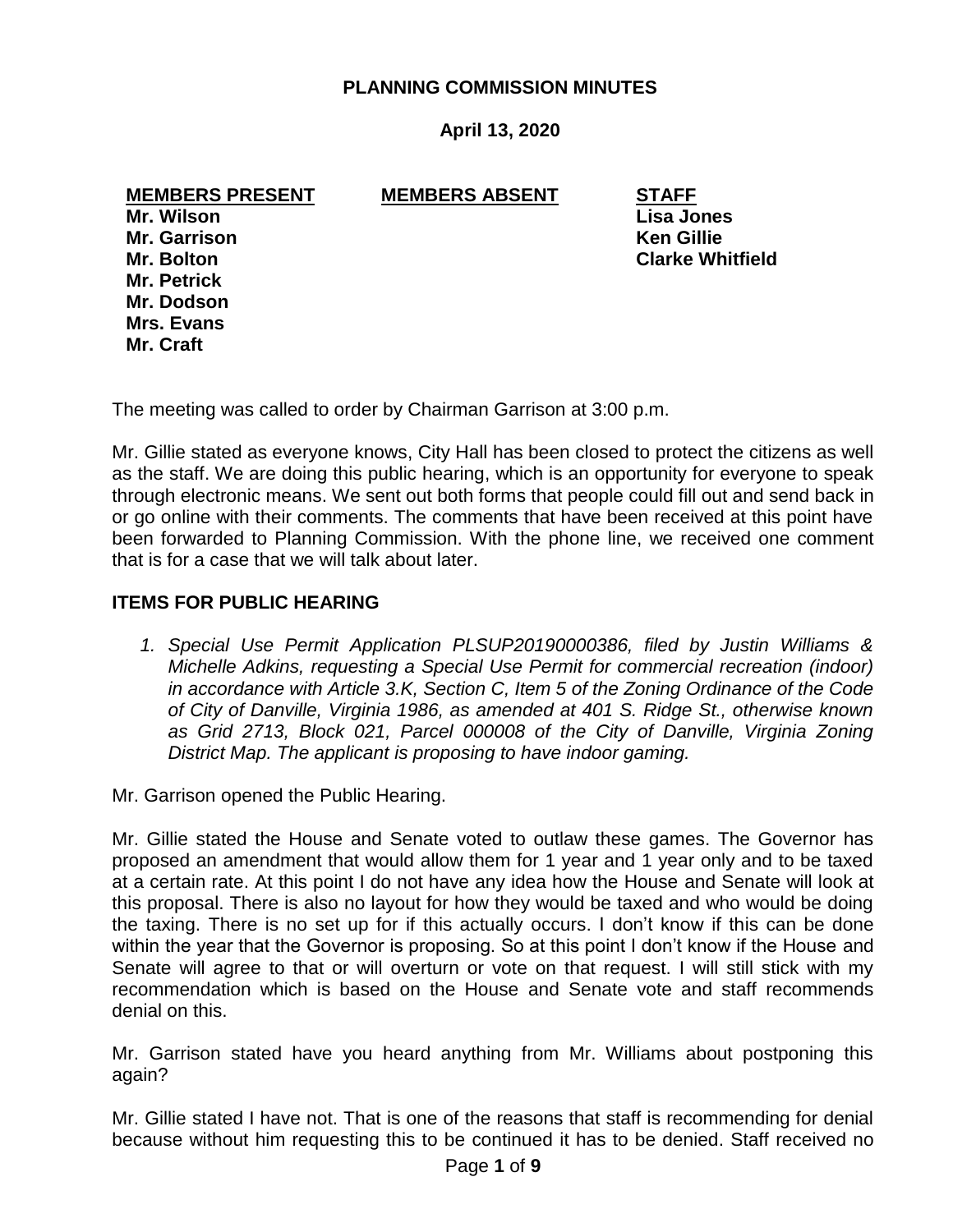# PLANNING COMMISSION MINUTES

**April 13, 2020**

| MEMBERS PRESENT | MEMBERS ABSENT | STAFF |
|---|---|---|
| Mr. Wilson | | Lisa Jones |
| Mr. Garrison | | Ken Gillie |
| Mr. Bolton | | Clarke Whitfield |
| Mr. Petrick | | |
| Mr. Dodson | | |
| Mrs. Evans | | |
| Mr. Craft | | |

The meeting was called to order by Chairman Garrison at 3:00 p.m.

Mr. Gillie stated as everyone knows, City Hall has been closed to protect the citizens as well as the staff. We are doing this public hearing, which is an opportunity for everyone to speak through electronic means. We sent out both forms that people could fill out and send back in or go online with their comments. The comments that have been received at this point have been forwarded to Planning Commission. With the phone line, we received one comment that is for a case that we will talk about later.

## ITEMS FOR PUBLIC HEARING

1. *Special Use Permit Application PLSUP20190000386, filed by Justin Williams & Michelle Adkins, requesting a Special Use Permit for commercial recreation (indoor) in accordance with Article 3.K, Section C, Item 5 of the Zoning Ordinance of the Code of City of Danville, Virginia 1986, as amended at 401 S. Ridge St., otherwise known as Grid 2713, Block 021, Parcel 000008 of the City of Danville, Virginia Zoning District Map. The applicant is proposing to have indoor gaming.*

Mr. Garrison opened the Public Hearing.

Mr. Gillie stated the House and Senate voted to outlaw these games. The Governor has proposed an amendment that would allow them for 1 year and 1 year only and to be taxed at a certain rate. At this point I do not have any idea how the House and Senate will look at this proposal. There is also no layout for how they would be taxed and who would be doing the taxing. There is no set up for if this actually occurs. I don't know if this can be done within the year that the Governor is proposing. So at this point I don't know if the House and Senate will agree to that or will overturn or vote on that request. I will still stick with my recommendation which is based on the House and Senate vote and staff recommends denial on this.

Mr. Garrison stated have you heard anything from Mr. Williams about postponing this again?

Mr. Gillie stated I have not. That is one of the reasons that staff is recommending for denial because without him requesting this to be continued it has to be denied. Staff received no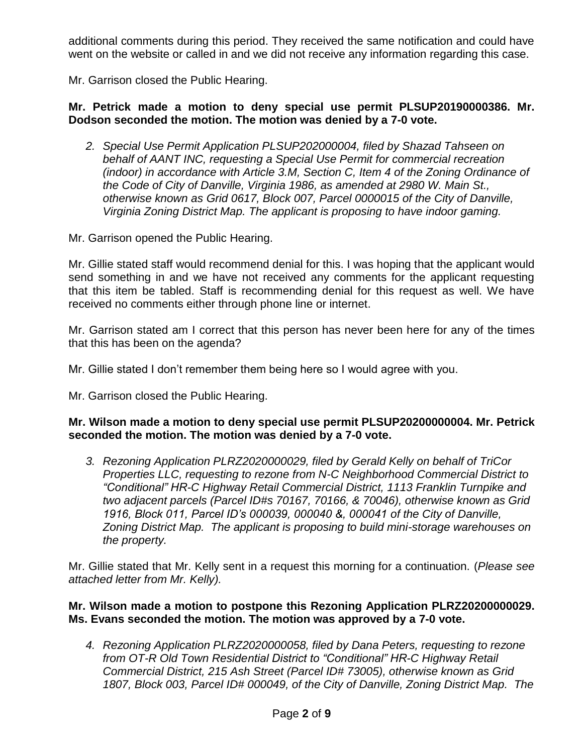additional comments during this period. They received the same notification and could have went on the website or called in and we did not receive any information regarding this case.

Mr. Garrison closed the Public Hearing.

**Mr. Petrick made a motion to deny special use permit PLSUP20190000386. Mr. Dodson seconded the motion. The motion was denied by a 7-0 vote.**

2. *Special Use Permit Application PLSUP202000004, filed by Shazad Tahseen on behalf of AANT INC, requesting a Special Use Permit for commercial recreation (indoor) in accordance with Article 3.M, Section C, Item 4 of the Zoning Ordinance of the Code of City of Danville, Virginia 1986, as amended at 2980 W. Main St., otherwise known as Grid 0617, Block 007, Parcel 0000015 of the City of Danville, Virginia Zoning District Map. The applicant is proposing to have indoor gaming.*

Mr. Garrison opened the Public Hearing.

Mr. Gillie stated staff would recommend denial for this. I was hoping that the applicant would send something in and we have not received any comments for the applicant requesting that this item be tabled. Staff is recommending denial for this request as well. We have received no comments either through phone line or internet.

Mr. Garrison stated am I correct that this person has never been here for any of the times that this has been on the agenda?

Mr. Gillie stated I don't remember them being here so I would agree with you.

Mr. Garrison closed the Public Hearing.

**Mr. Wilson made a motion to deny special use permit PLSUP20200000004. Mr. Petrick seconded the motion. The motion was denied by a 7-0 vote.**

3. *Rezoning Application PLRZ2020000029, filed by Gerald Kelly on behalf of TriCor Properties LLC, requesting to rezone from N-C Neighborhood Commercial District to "Conditional" HR-C Highway Retail Commercial District, 1113 Franklin Turnpike and two adjacent parcels (Parcel ID#s 70167, 70166, & 70046), otherwise known as Grid 1916, Block 011, Parcel ID's 000039, 000040 &, 000041 of the City of Danville, Zoning District Map. The applicant is proposing to build mini-storage warehouses on the property.*

Mr. Gillie stated that Mr. Kelly sent in a request this morning for a continuation. (*Please see attached letter from Mr. Kelly).*

**Mr. Wilson made a motion to postpone this Rezoning Application PLRZ20200000029. Ms. Evans seconded the motion. The motion was approved by a 7-0 vote.**

4. *Rezoning Application PLRZ2020000058, filed by Dana Peters, requesting to rezone from OT-R Old Town Residential District to "Conditional" HR-C Highway Retail Commercial District, 215 Ash Street (Parcel ID# 73005), otherwise known as Grid 1807, Block 003, Parcel ID# 000049, of the City of Danville, Zoning District Map. The*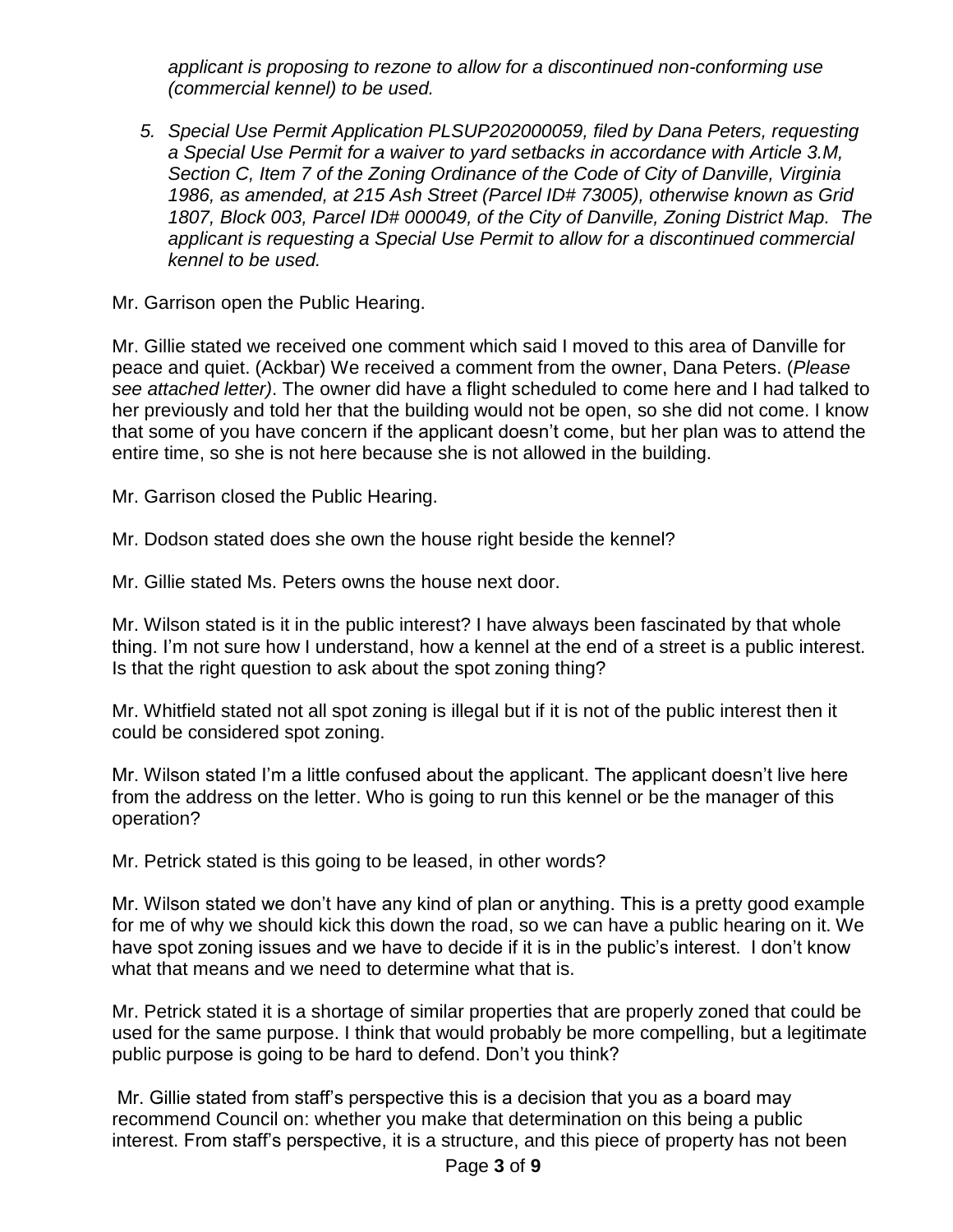*applicant is proposing to rezone to allow for a discontinued non-conforming use (commercial kennel) to be used.*

5. *Special Use Permit Application PLSUP202000059, filed by Dana Peters, requesting a Special Use Permit for a waiver to yard setbacks in accordance with Article 3.M, Section C, Item 7 of the Zoning Ordinance of the Code of City of Danville, Virginia 1986, as amended, at 215 Ash Street (Parcel ID# 73005), otherwise known as Grid 1807, Block 003, Parcel ID# 000049, of the City of Danville, Zoning District Map. The applicant is requesting a Special Use Permit to allow for a discontinued commercial kennel to be used.*

Mr. Garrison open the Public Hearing.

Mr. Gillie stated we received one comment which said I moved to this area of Danville for peace and quiet. (Ackbar) We received a comment from the owner, Dana Peters. (*Please see attached letter)*. The owner did have a flight scheduled to come here and I had talked to her previously and told her that the building would not be open, so she did not come. I know that some of you have concern if the applicant doesn't come, but her plan was to attend the entire time, so she is not here because she is not allowed in the building.

Mr. Garrison closed the Public Hearing.

Mr. Dodson stated does she own the house right beside the kennel?

Mr. Gillie stated Ms. Peters owns the house next door.

Mr. Wilson stated is it in the public interest? I have always been fascinated by that whole thing. I'm not sure how I understand, how a kennel at the end of a street is public interest. Is that the right question to ask about the spot zoning thing?

Mr. Whitfield stated not all spot zoning is illegal but if it is not of the public interest then it could be considered spot zoning.

Mr. Wilson stated I'm a little confused about the applicant. The applicant doesn't live here from the address on the letter. Who is going to run this kennel or be the manager of this operation?

Mr. Petrick stated is this going to be leased, in other words?

Mr. Wilson stated we don't have any kind of plan or anything. This is a pretty good example for me of why we should kick this down the road, so we can have a public hearing on it. We have spot zoning issues and we have to decide if it is in the public's interest. I don't know what that means and we need to determine what that is.

Mr. Petrick stated it is a shortage of similar properties that are properly zoned that could be used for the same purpose. I think that would probably be more compelling, but a legitimate public purpose is going to be hard to defend. Don't you think?

Mr. Gillie stated from staff's perspective this is a decision that you as a board may recommend Council on: whether you make that determination on this being a public interest. From staff's perspective, it is a structure, and this piece of property has not been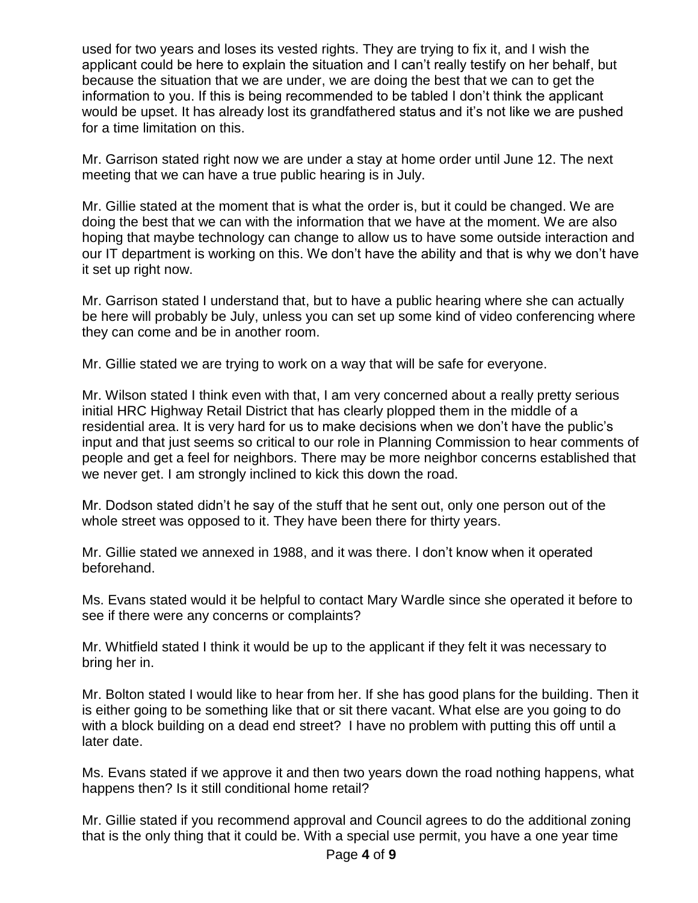used for two years and loses its vested rights. They are trying to fix it, and I wish the applicant could be here to explain the situation and I can't really testify on her behalf, but because the situation that we are under, we are doing the best that we can to get the information to you. If this is being recommended to be tabled I don't think the applicant would be upset. It has already lost its grandfathered status and it's not like we are pushed for a time limitation on this.

Mr. Garrison stated right now we are under a stay at home order until June 12. The next meeting that we can have a true public hearing is in July.

Mr. Gillie stated at the moment that is what the order is, but it could be changed. We are doing the best that we can with the information that we have at the moment. We are also hoping that maybe technology can change to allow us to have some outside interaction and our IT department is working on this. We don't have the ability and that is why we don't have it set up right now.

Mr. Garrison stated I understand that, but to have a public hearing where she can actually be here will probably be July, unless you can set up some kind of video conferencing where they can come and be in another room.

Mr. Gillie stated we are trying to work on a way that will be safe for everyone.

Mr. Wilson stated I think even with that, I am very concerned about a really pretty serious initial HRC Highway Retail District that has clearly plopped them in the middle of a residential area. It is very hard for us to make decisions when we don't have the public's input and that just seems so critical to our role in Planning Commission to hear comments of people and get a feel for neighbors. There may be more neighbor concerns established that we never get. I am strongly inclined to kick this down the road.

Mr. Dodson stated didn't he say of the stuff that he sent out, only one person out of the whole street was opposed to it. They have been there for thirty years.

Mr. Gillie stated we annexed in 1988, and it was there. I don't know when it operated beforehand.

Ms. Evans stated would it be helpful to contact Mary Wardle since she operated it before to see if there were any concerns or complaints?

Mr. Whitfield stated I think it would be up to the applicant if they felt it was necessary to bring her in.

Mr. Bolton stated I would like to hear from her. If she has good plans for the building. Then it is either going to be something like that or sit there vacant. What else are you going to do with a block building on a dead end street? I have no problem with putting this off until a later date.

Ms. Evans stated if we approve it and then two years down the road nothing happens, what happens then? Is it still conditional home retail?

Mr. Gillie stated if you recommend approval and Council agrees to do the additional zoning that is the only thing that it could be. With a special use permit, you have a one year time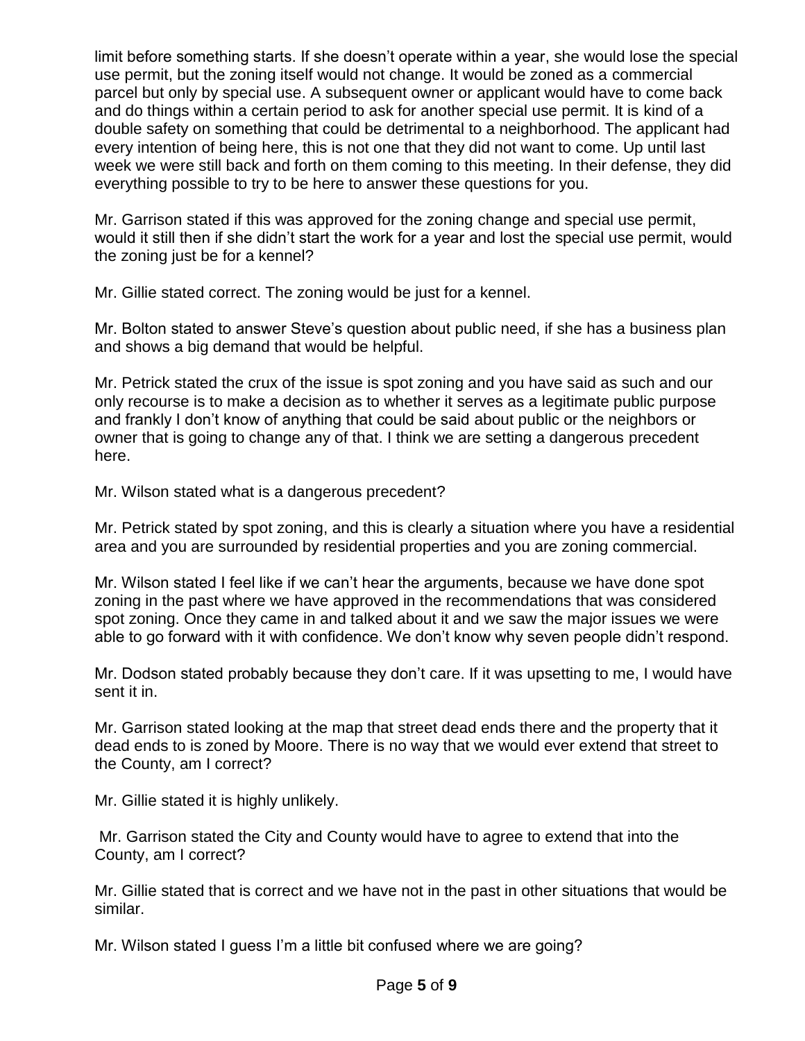limit before something starts. If she doesn't operate within a year, she would lose the special use permit, but the zoning itself would not change. It would be zoned as a commercial parcel but only by special use. A subsequent owner or applicant would have to come back and do things within a certain period to ask for another special use permit. It is kind of a double safety on something that could be detrimental to a neighborhood. The applicant had every intention of being here, this is not one that they did not want to come. Up until last week we were still back and forth on them coming to this meeting. In their defense, they did everything possible to try to be here to answer these questions for you.

Mr. Garrison stated if this was approved for the zoning change and special use permit, would it still then if she didn't start the work for a year and lost the special use permit, would the zoning just be for a kennel?

Mr. Gillie stated correct. The zoning would be just for a kennel.

Mr. Bolton stated to answer Steve's question about public need, if she has a business plan and shows a big demand that would be helpful.

Mr. Petrick stated the crux of the issue is spot zoning and you have said as such and our only recourse is to make a decision as to whether it serves as a legitimate public purpose and frankly I don't know of anything that could be said about public or the neighbors or owner that is going to change any of that. I think we are setting a dangerous precedent here.

Mr. Wilson stated what is a dangerous precedent?

Mr. Petrick stated by spot zoning, and this is clearly a situation where you have a residential area and you are surrounded by residential properties and you are zoning commercial.

Mr. Wilson stated I feel like if we can't hear the arguments, because we have done spot zoning in the past where we have approved in the recommendations that was considered spot zoning. Once they came in and talked about it and we saw the major issues we were able to go forward with it with confidence. We don't know why seven people didn't respond.

Mr. Dodson stated probably because they don't care. If it was upsetting to me, I would have sent it in.

Mr. Garrison stated looking at the map that street dead ends there and the property that it dead ends to is zoned by Moore. There is no way that we would ever extend that street to the County, am I correct?

Mr. Gillie stated it is highly unlikely.

Mr. Garrison stated the City and County would have to agree to extend that into the County, am I correct?

Mr. Gillie stated that is correct and we have not in the past in other situations that would be similar.

Mr. Wilson stated I guess I'm a little bit confused where we are going?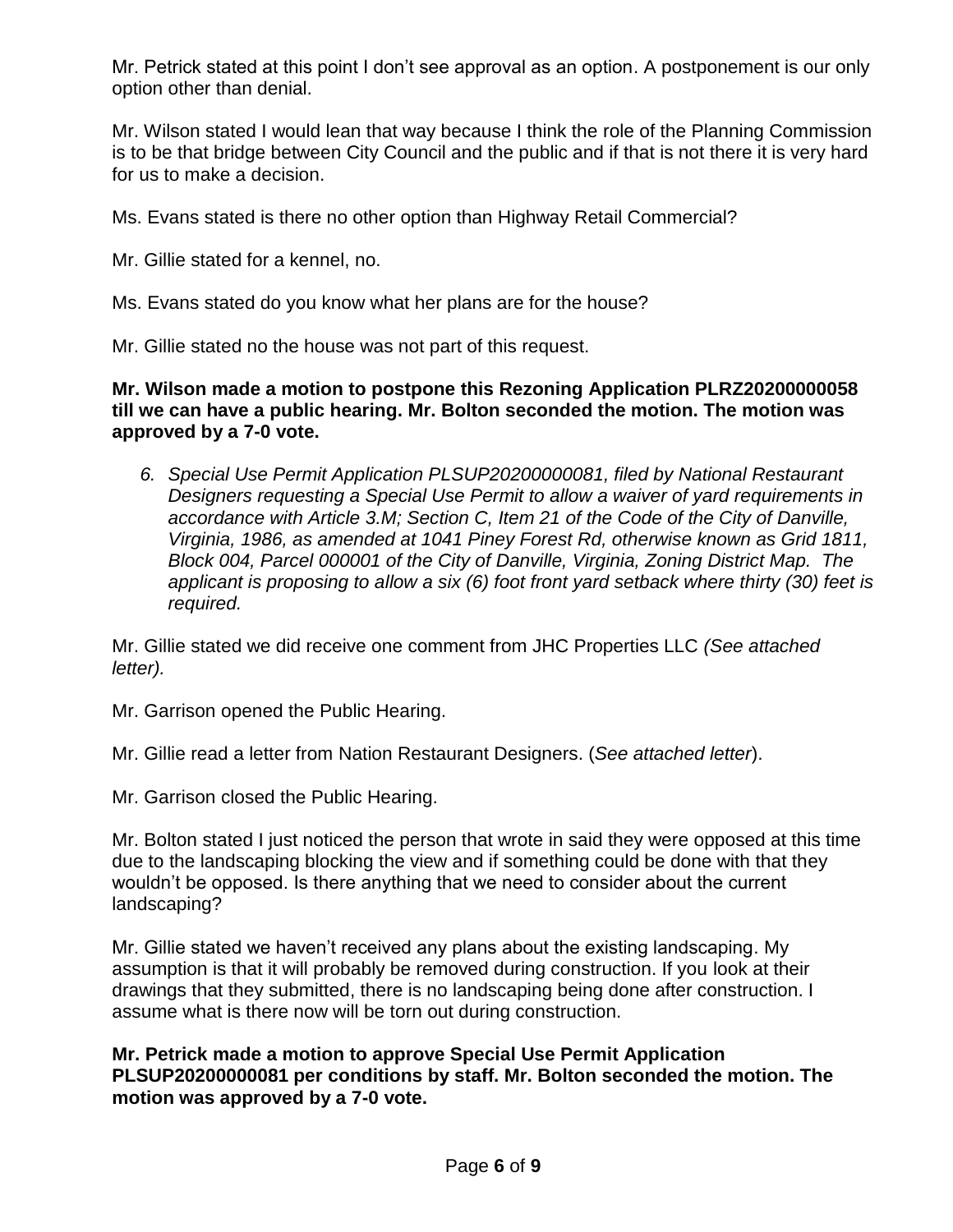Mr. Petrick stated at this point I don't see approval as an option. A postponement is our only option other than denial.

Mr. Wilson stated I would lean that way because I think the role of the Planning Commission is to be that bridge between City Council and the public and if that is not there it is very hard for us to make a decision.

Ms. Evans stated is there no other option than Highway Retail Commercial?

Mr. Gillie stated for a kennel, no.

Ms. Evans stated do you know what her plans are for the house?

Mr. Gillie stated no the house was not part of this request.

**Mr. Wilson made a motion to postpone this Rezoning Application PLRZ20200000058 till we can have a public hearing. Mr. Bolton seconded the motion. The motion was approved by a 7-0 vote.**

6. *Special Use Permit Application PLSUP20200000081, filed by National Restaurant Designers requesting a Special Use Permit to allow a waiver of yard requirements in accordance with Article 3.M; Section C, Item 21 of the Code of the City of Danville, Virginia, 1986, as amended at 1041 Piney Forest Rd, otherwise known as Grid 1811, Block 004, Parcel 000001 of the City of Danville, Virginia, Zoning District Map. The applicant is proposing to allow a six (6) foot front yard setback where thirty (30) feet is required.*

Mr. Gillie stated we did receive one comment from JHC Properties LLC *(See attached letter).*

Mr. Garrison opened the Public Hearing.

Mr. Gillie read a letter from Nation Restaurant Designers. (*See attached letter*).

Mr. Garrison closed the Public Hearing.

Mr. Bolton stated I just noticed the person that wrote in said they were opposed at this time due to the landscaping blocking the view and if something could be done with that they wouldn't be opposed. Is there anything that we need to consider about the current landscaping?

Mr. Gillie stated we haven't received any plans about the existing landscaping. My assumption is that it will probably be removed during construction. If you look at their drawings that they submitted, there is no landscaping being done after construction. I assume what is there now will be torn out during construction.

**Mr. Petrick made a motion to approve Special Use Permit Application PLSUP20200000081 per conditions by staff. Mr. Bolton seconded the motion. The motion was approved by a 7-0 vote.**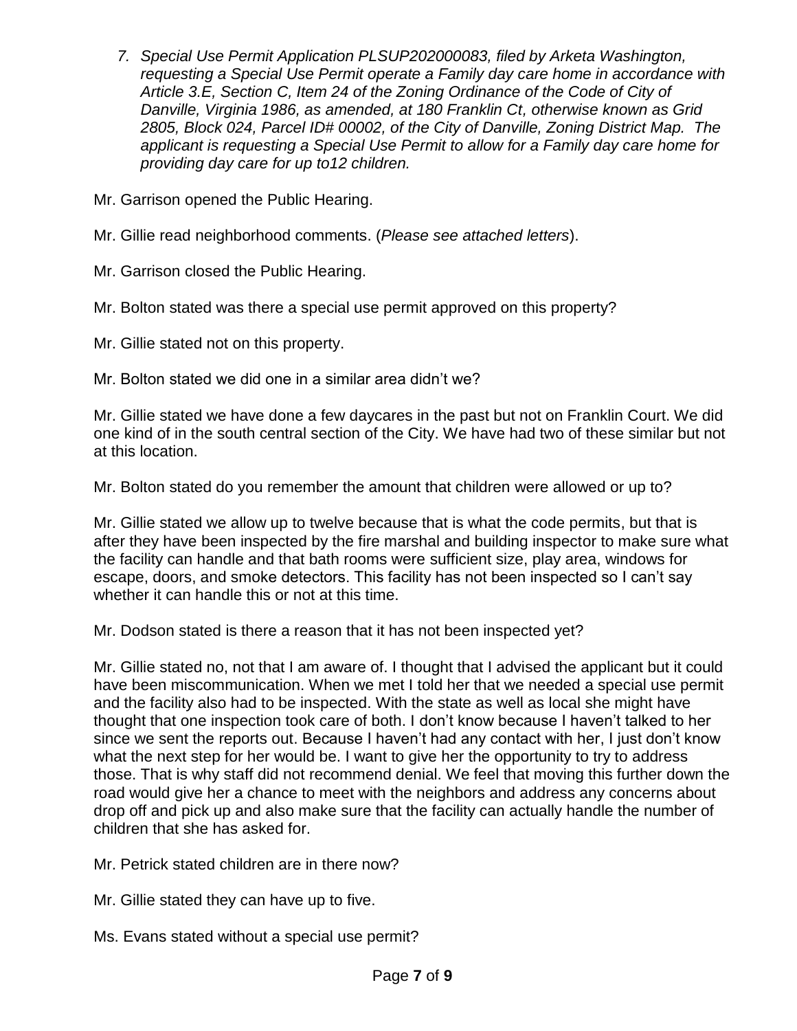7. *Special Use Permit Application PLSUP202000083, filed by Arketa Washington, requesting a Special Use Permit operate a Family day care home in accordance with Article 3.E, Section C, Item 24 of the Zoning Ordinance of the Code of City of Danville, Virginia 1986, as amended, at 180 Franklin Ct, otherwise known as Grid 2805, Block 024, Parcel ID# 00002, of the City of Danville, Zoning District Map. The applicant is requesting a Special Use Permit to allow for a Family day care home for providing day care for up to12 children.*

Mr. Garrison opened the Public Hearing.

Mr. Gillie read neighborhood comments. (*Please see attached letters*).

Mr. Garrison closed the Public Hearing.

Mr. Bolton stated was there a special use permit approved on this property?

Mr. Gillie stated not on this property.

Mr. Bolton stated we did one in a similar area didn't we?

Mr. Gillie stated we have done a few daycares in the past but not on Franklin Court. We did one kind of in the south central section of the City. We have had two of these similar but not at this location.

Mr. Bolton stated do you remember the amount that children were allowed or up to?

Mr. Gillie stated we allow up to twelve because that is what the code permits, but that is after they have been inspected by the fire marshal and building inspector to make sure what the facility can handle and that bath rooms were sufficient size, play area, windows for escape, doors, and smoke detectors. This facility has not been inspected so I can't say whether it can handle this or not at this time.

Mr. Dodson stated is there a reason that it has not been inspected yet?

Mr. Gillie stated no, not that I am aware of. I thought that I advised the applicant but it could have been miscommunication. When we met I told her that we needed a special use permit and the facility also had to be inspected. With the state as well as local she might have thought that one inspection took care of both. I don't know because I haven't talked to her since we sent the reports out. Because I haven't had any contact with her, I just don't know what the next step for her would be. I want to give her the opportunity to try to address those. That is why staff did not recommend denial. We feel that moving this further down the road would give her a chance to meet with the neighbors and address any concerns about drop off and pick up and also make sure that the facility can actually handle the number of children that she has asked for.

Mr. Petrick stated children are in there now?

Mr. Gillie stated they can have up to five.

Ms. Evans stated without a special use permit?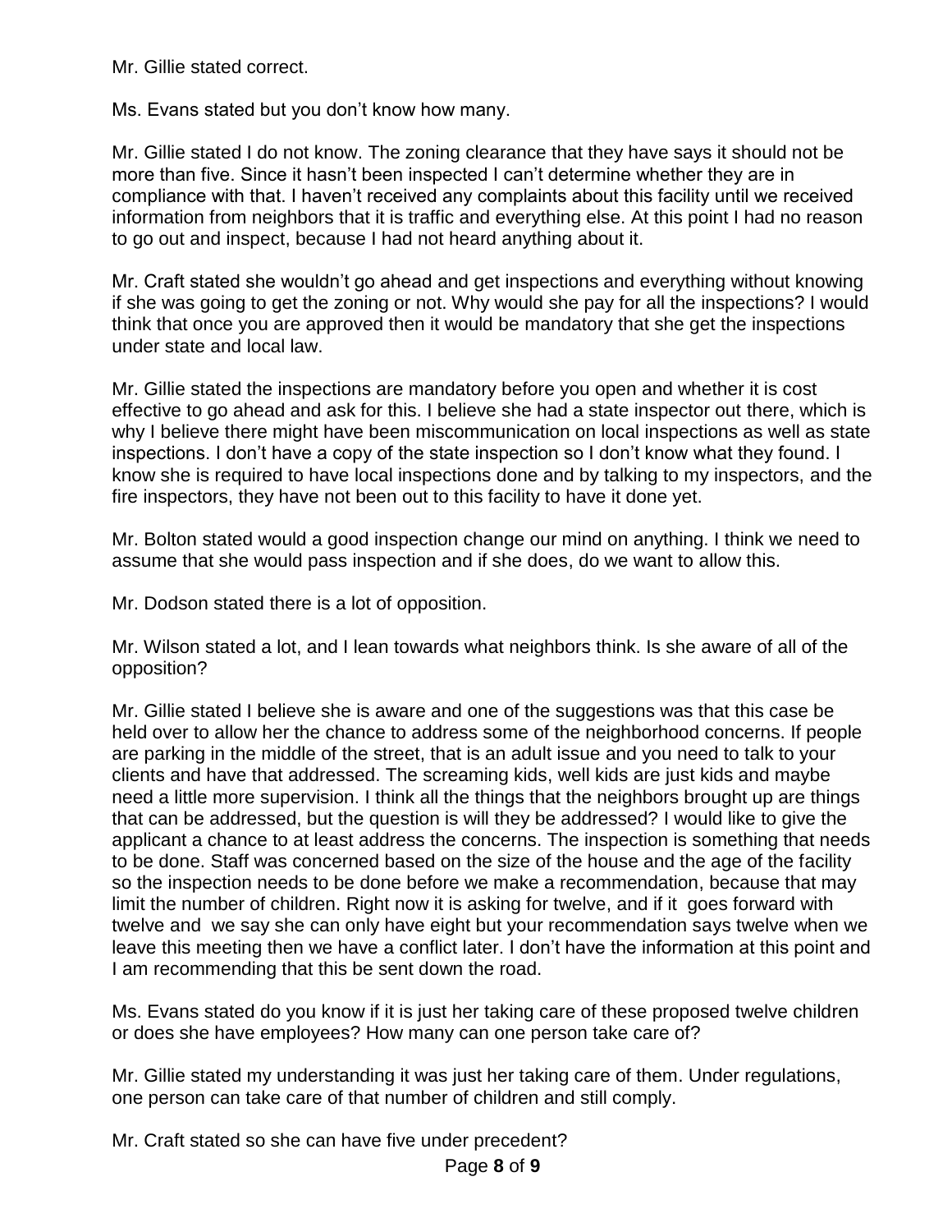Mr. Gillie stated correct.

Ms. Evans stated but you don't know how many.

Mr. Gillie stated I do not know. The zoning clearance that they have says it should not be more than five. Since it hasn't been inspected I can't determine whether they are in compliance with that. I haven't received any complaints about this facility until we received information from neighbors that it is traffic and everything else. At this point I had no reason to go out and inspect, because I had not heard anything about it.

Mr. Craft stated she wouldn't go ahead and get inspections and everything without knowing if she was going to get the zoning or not. Why would she pay for all the inspections? I would think that once you are approved then it would be mandatory that she get the inspections under state and local law.

Mr. Gillie stated the inspections are mandatory before you open and whether it is cost effective to go ahead and ask for this. I believe she had a state inspector out there, which is why I believe there might have been miscommunication on local inspections as well as state inspections. I don't have a copy of the state inspection so I don't know what they found. I know she is required to have local inspections done and by talking to my inspectors, and the fire inspectors, they have not been out to this facility to have it done yet.

Mr. Bolton stated would a good inspection change our mind on anything. I think we need to assume that she would pass inspection and if she does, do we want to allow this.

Mr. Dodson stated there is a lot of opposition.

Mr. Wilson stated a lot, and I lean towards what neighbors think. Is she aware of all of the opposition?

Mr. Gillie stated I believe she is aware and one of the suggestions was that this case be held over to allow her the chance to address some of the neighborhood concerns. If people are parking in the middle of the street, that is an adult issue and you need to talk to your clients and have that addressed. The screaming kids, well kids are just kids and maybe need a little more supervision. I think all the things that the neighbors brought up are things that can be addressed, but the question is will they be addressed? I would like to give the applicant a chance to at least address the concerns. The inspection is something that needs to be done. Staff was concerned based on the size of the house and the age of the facility so the inspection needs to be done before we make a recommendation, because that may limit the number of children. Right now it is asking for twelve, and if it goes forward with twelve and we say she can only have eight but your recommendation says twelve when we leave this meeting then we have a conflict later. I don't have the information at this point and I am recommending that this be sent down the road.

Ms. Evans stated do you know if it is just her taking care of these proposed twelve children or does she have employees? How many can one person take care of?

Mr. Gillie stated my understanding it was just her taking care of them. Under regulations, one person can take care of that number of children and still comply.

Mr. Craft stated so she can have five under precedent?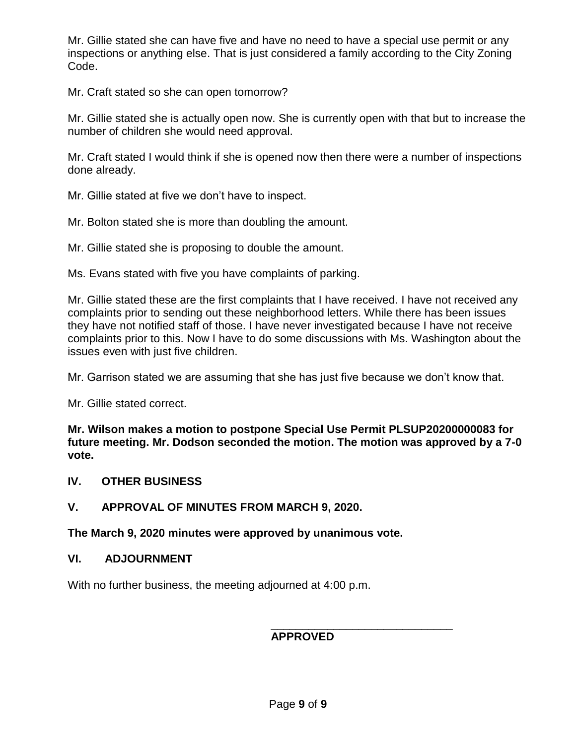Mr. Gillie stated she can have five and have no need to have a special use permit or any inspections or anything else. That is just considered a family according to the City Zoning Code.

Mr. Craft stated so she can open tomorrow?

Mr. Gillie stated she is actually open now. She is currently open with that but to increase the number of children she would need approval.

Mr. Craft stated I would think if she is opened now then there were a number of inspections done already.

Mr. Gillie stated at five we don't have to inspect.

Mr. Bolton stated she is more than doubling the amount.

Mr. Gillie stated she is proposing to double the amount.

Ms. Evans stated with five you have complaints of parking.

Mr. Gillie stated these are the first complaints that I have received. I have not received any complaints prior to sending out these neighborhood letters. While there has been issues they have not notified staff of those. I have never investigated because I have not receive complaints prior to this. Now I have to do some discussions with Ms. Washington about the issues even with just five children.

Mr. Garrison stated we are assuming that she has just five because we don't know that.

Mr. Gillie stated correct.

**Mr. Wilson makes a motion to postpone Special Use Permit PLSUP20200000083 for future meeting. Mr. Dodson seconded the motion. The motion was approved by a 7-0 vote.**

## IV. OTHER BUSINESS

## V. APPROVAL OF MINUTES FROM MARCH 9, 2020.

**The March 9, 2020 minutes were approved by unanimous vote.**

## VI. ADJOURNMENT

With no further business, the meeting adjourned at 4:00 p.m.

\_\_\_\_\_\_\_\_\_\_\_\_\_\_\_\_\_\_\_\_\_\_\_\_\_\_\_\_\_\_

**APPROVED**